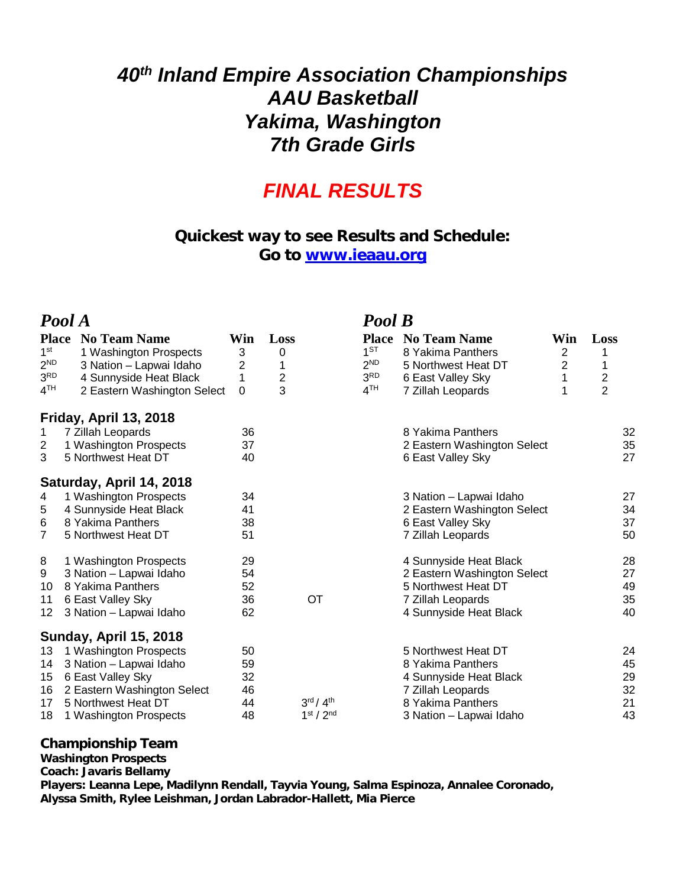# *40th Inland Empire Association Championships*
# *AAU Basketball*
# *Yakima, Washington*
# *7th Grade Girls*

## *FINAL RESULTS*

### Quickest way to see Results and Schedule:
### Go to [www.ieaau.org](http://www.ieaau.org)

## *Pool A*

| Place | No Team Name | Win | Loss |
|---|---|---|---|
| 1st | 1 Washington Prospects | 3 | 0 |
| 2ND | 3 Nation – Lapwai Idaho | 2 | 1 |
| 3RD | 4 Sunnyside Heat Black | 1 | 2 |
| 4TH | 2 Eastern Washington Select | 0 | 3 |

## *Pool B*

| Place | No Team Name | Win | Loss |
|---|---|---|---|
| 1ST | 8 Yakima Panthers | 2 | 1 |
| 2ND | 5 Northwest Heat DT | 2 | 1 |
| 3RD | 6 East Valley Sky | 1 | 2 |
| 4TH | 7 Zillah Leopards | 1 | 2 |

### Friday, April 13, 2018

| # | Team | Score | | Team | Score |
|---|---|---|---|---|---|
| 1 | 7 Zillah Leopards | 36 | | 8 Yakima Panthers | 32 |
| 2 | 1 Washington Prospects | 37 | | 2 Eastern Washington Select | 35 |
| 3 | 5 Northwest Heat DT | 40 | | 6 East Valley Sky | 27 |

### Saturday, April 14, 2018

| # | Team | Score | | Team | Score |
|---|---|---|---|---|---|
| 4 | 1 Washington Prospects | 34 | | 3 Nation – Lapwai Idaho | 27 |
| 5 | 4 Sunnyside Heat Black | 41 | | 2 Eastern Washington Select | 34 |
| 6 | 8 Yakima Panthers | 38 | | 6 East Valley Sky | 37 |
| 7 | 5 Northwest Heat DT | 51 | | 7 Zillah Leopards | 50 |
| 8 | 1 Washington Prospects | 29 | | 4 Sunnyside Heat Black | 28 |
| 9 | 3 Nation – Lapwai Idaho | 54 | | 2 Eastern Washington Select | 27 |
| 10 | 8 Yakima Panthers | 52 | | 5 Northwest Heat DT | 49 |
| 11 | 6 East Valley Sky | 36 | OT | 7 Zillah Leopards | 35 |
| 12 | 3 Nation – Lapwai Idaho | 62 | | 4 Sunnyside Heat Black | 40 |

### Sunday, April 15, 2018

| # | Team | Score | | Team | Score |
|---|---|---|---|---|---|
| 13 | 1 Washington Prospects | 50 | | 5 Northwest Heat DT | 24 |
| 14 | 3 Nation – Lapwai Idaho | 59 | | 8 Yakima Panthers | 45 |
| 15 | 6 East Valley Sky | 32 | | 4 Sunnyside Heat Black | 29 |
| 16 | 2 Eastern Washington Select | 46 | | 7 Zillah Leopards | 32 |
| 17 | 5 Northwest Heat DT | 44 | 3rd / 4th | 8 Yakima Panthers | 21 |
| 18 | 1 Washington Prospects | 48 | 1st / 2nd | 3 Nation – Lapwai Idaho | 43 |

### Championship Team

**Washington Prospects**
**Coach: Javaris Bellamy**
**Players: Leanna Lepe, Madilynn Rendall, Tayvia Young, Salma Espinoza, Annalee Coronado, Alyssa Smith, Rylee Leishman, Jordan Labrador-Hallett, Mia Pierce**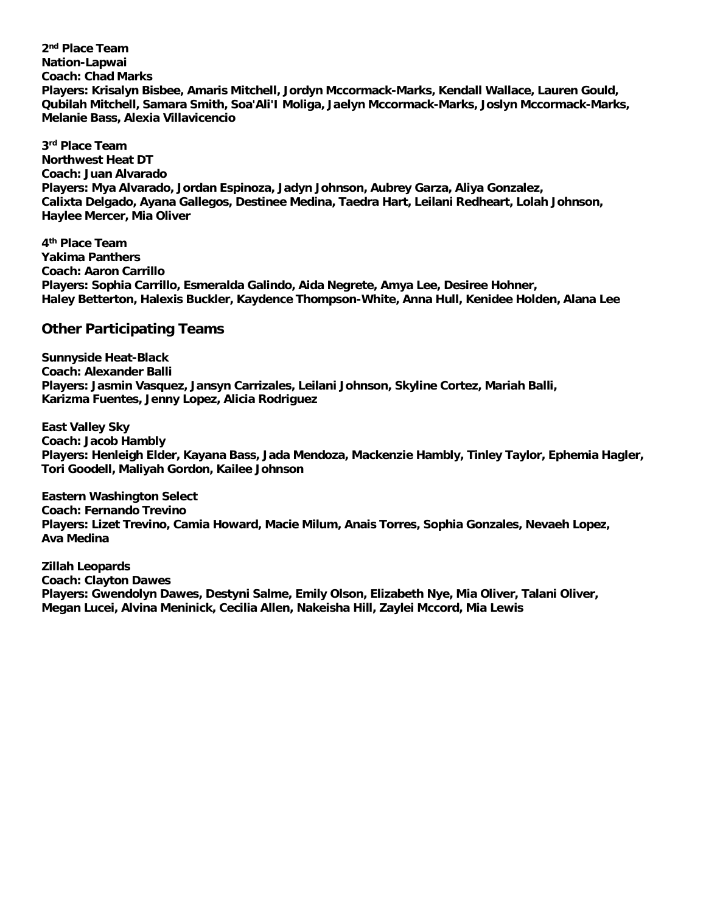**2nd Place Team**
**Nation-Lapwai**
**Coach: Chad Marks**
**Players: Krisalyn Bisbee, Amaris Mitchell, Jordyn Mccormack-Marks, Kendall Wallace, Lauren Gould, Qubilah Mitchell, Samara Smith, Soa'Ali'I Moliga, Jaelyn Mccormack-Marks, Joslyn Mccormack-Marks, Melanie Bass, Alexia Villavicencio**

**3rd Place Team**
**Northwest Heat DT**
**Coach: Juan Alvarado**
**Players: Mya Alvarado, Jordan Espinoza, Jadyn Johnson, Aubrey Garza, Aliya Gonzalez, Calixta Delgado, Ayana Gallegos, Destinee Medina, Taedra Hart, Leilani Redheart, Lolah Johnson, Haylee Mercer, Mia Oliver**

**4th Place Team**
**Yakima Panthers**
**Coach: Aaron Carrillo**
**Players: Sophia Carrillo, Esmeralda Galindo, Aida Negrete, Amya Lee, Desiree Hohner, Haley Betterton, Halexis Buckler, Kaydence Thompson-White, Anna Hull, Kenidee Holden, Alana Lee**

## Other Participating Teams

**Sunnyside Heat-Black**
**Coach: Alexander Balli**
**Players: Jasmin Vasquez, Jansyn Carrizales, Leilani Johnson, Skyline Cortez, Mariah Balli, Karizma Fuentes, Jenny Lopez, Alicia Rodriguez**

**East Valley Sky**
**Coach: Jacob Hambly**
**Players: Henleigh Elder, Kayana Bass, Jada Mendoza, Mackenzie Hambly, Tinley Taylor, Ephemia Hagler, Tori Goodell, Maliyah Gordon, Kailee Johnson**

**Eastern Washington Select**
**Coach: Fernando Trevino**
**Players: Lizet Trevino, Camia Howard, Macie Milum, Anais Torres, Sophia Gonzales, Nevaeh Lopez, Ava Medina**

**Zillah Leopards**
**Coach: Clayton Dawes**
**Players: Gwendolyn Dawes, Destyni Salme, Emily Olson, Elizabeth Nye, Mia Oliver, Talani Oliver, Megan Lucei, Alvina Meninick, Cecilia Allen, Nakeisha Hill, Zaylei Mccord, Mia Lewis**